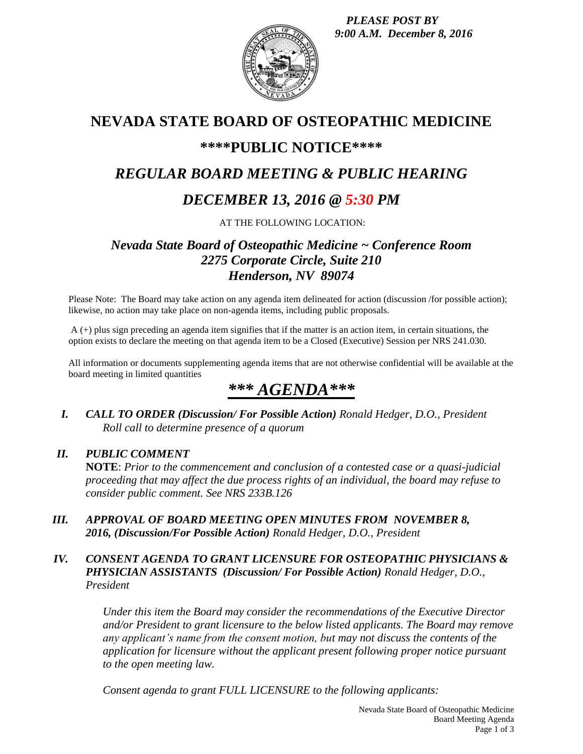***PLEASE POST BY 9:00 A.M. December 8, 2016***

# NEVADA STATE BOARD OF OSTEOPATHIC MEDICINE

## \*\*\*\*PUBLIC NOTICE\*\*\*\*

## *REGULAR BOARD MEETING & PUBLIC HEARING*

## *DECEMBER 13, 2016 @ 5:30 PM*

AT THE FOLLOWING LOCATION:

### *Nevada State Board of Osteopathic Medicine ~ Conference Room*
### *2275 Corporate Circle, Suite 210*
### *Henderson, NV 89074*

Please Note: The Board may take action on any agenda item delineated for action (discussion /for possible action); likewise, no action may take place on non-agenda items, including public proposals.

A (+) plus sign preceding an agenda item signifies that if the matter is an action item, in certain situations, the option exists to declare the meeting on that agenda item to be a Closed (Executive) Session per NRS 241.030.

All information or documents supplementing agenda items that are not otherwise confidential will be available at the board meeting in limited quantities

# *\*\*\* AGENDA\*\*\**

**I. *CALL TO ORDER (Discussion/ For Possible Action)*** *Ronald Hedger, D.O., President*
*Roll call to determine presence of a quorum*

**II. *PUBLIC COMMENT***
**NOTE**: *Prior to the commencement and conclusion of a contested case or a quasi-judicial proceeding that may affect the due process rights of an individual, the board may refuse to consider public comment. See NRS 233B.126*

**III. *APPROVAL OF BOARD MEETING OPEN MINUTES FROM NOVEMBER 8, 2016, (Discussion/For Possible Action)*** *Ronald Hedger, D.O., President*

**IV. *CONSENT AGENDA TO GRANT LICENSURE FOR OSTEOPATHIC PHYSICIANS & PHYSICIAN ASSISTANTS (Discussion/ For Possible Action)*** *Ronald Hedger, D.O., President*

*Under this item the Board may consider the recommendations of the Executive Director and/or President to grant licensure to the below listed applicants. The Board may remove any applicant's name from the consent motion, but may not discuss the contents of the application for licensure without the applicant present following proper notice pursuant to the open meeting law.*

*Consent agenda to grant FULL LICENSURE to the following applicants:*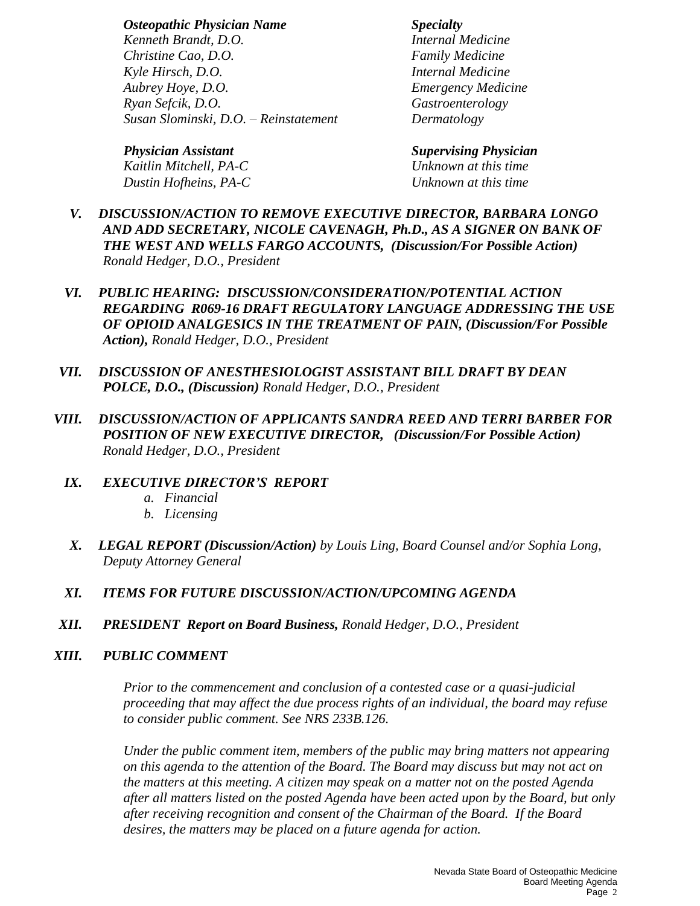| *Osteopathic Physician Name* | *Specialty* |
| --- | --- |
| *Kenneth Brandt, D.O.* | *Internal Medicine* |
| *Christine Cao, D.O.* | *Family Medicine* |
| *Kyle Hirsch, D.O.* | *Internal Medicine* |
| *Aubrey Hoye, D.O.* | *Emergency Medicine* |
| *Ryan Sefcik, D.O.* | *Gastroenterology* |
| *Susan Slominski, D.O. – Reinstatement* | *Dermatology* |

| *Physician Assistant* | *Supervising Physician* |
| --- | --- |
| *Kaitlin Mitchell, PA-C* | *Unknown at this time* |
| *Dustin Hofheins, PA-C* | *Unknown at this time* |

**V. *DISCUSSION/ACTION TO REMOVE EXECUTIVE DIRECTOR, BARBARA LONGO AND ADD SECRETARY, NICOLE CAVENAGH, Ph.D., AS A SIGNER ON BANK OF THE WEST AND WELLS FARGO ACCOUNTS, (Discussion/For Possible Action)*** *Ronald Hedger, D.O., President*

**VI. *PUBLIC HEARING: DISCUSSION/CONSIDERATION/POTENTIAL ACTION REGARDING R069-16 DRAFT REGULATORY LANGUAGE ADDRESSING THE USE OF OPIOID ANALGESICS IN THE TREATMENT OF PAIN, (Discussion/For Possible Action),*** *Ronald Hedger, D.O., President*

**VII. *DISCUSSION OF ANESTHESIOLOGIST ASSISTANT BILL DRAFT BY DEAN POLCE, D.O., (Discussion)*** *Ronald Hedger, D.O., President*

**VIII. *DISCUSSION/ACTION OF APPLICANTS SANDRA REED AND TERRI BARBER FOR POSITION OF NEW EXECUTIVE DIRECTOR, (Discussion/For Possible Action)*** *Ronald Hedger, D.O., President*

**IX. *EXECUTIVE DIRECTOR'S REPORT***

*a. Financial*
*b. Licensing*

**X. *LEGAL REPORT (Discussion/Action)*** *by Louis Ling, Board Counsel and/or Sophia Long, Deputy Attorney General*

**XI. *ITEMS FOR FUTURE DISCUSSION/ACTION/UPCOMING AGENDA***

**XII. *PRESIDENT Report on Board Business,*** *Ronald Hedger, D.O., President*

**XIII. *PUBLIC COMMENT***

*Prior to the commencement and conclusion of a contested case or a quasi-judicial proceeding that may affect the due process rights of an individual, the board may refuse to consider public comment. See NRS 233B.126.*

*Under the public comment item, members of the public may bring matters not appearing on this agenda to the attention of the Board. The Board may discuss but may not act on the matters at this meeting. A citizen may speak on a matter not on the posted Agenda after all matters listed on the posted Agenda have been acted upon by the Board, but only after receiving recognition and consent of the Chairman of the Board. If the Board desires, the matters may be placed on a future agenda for action.*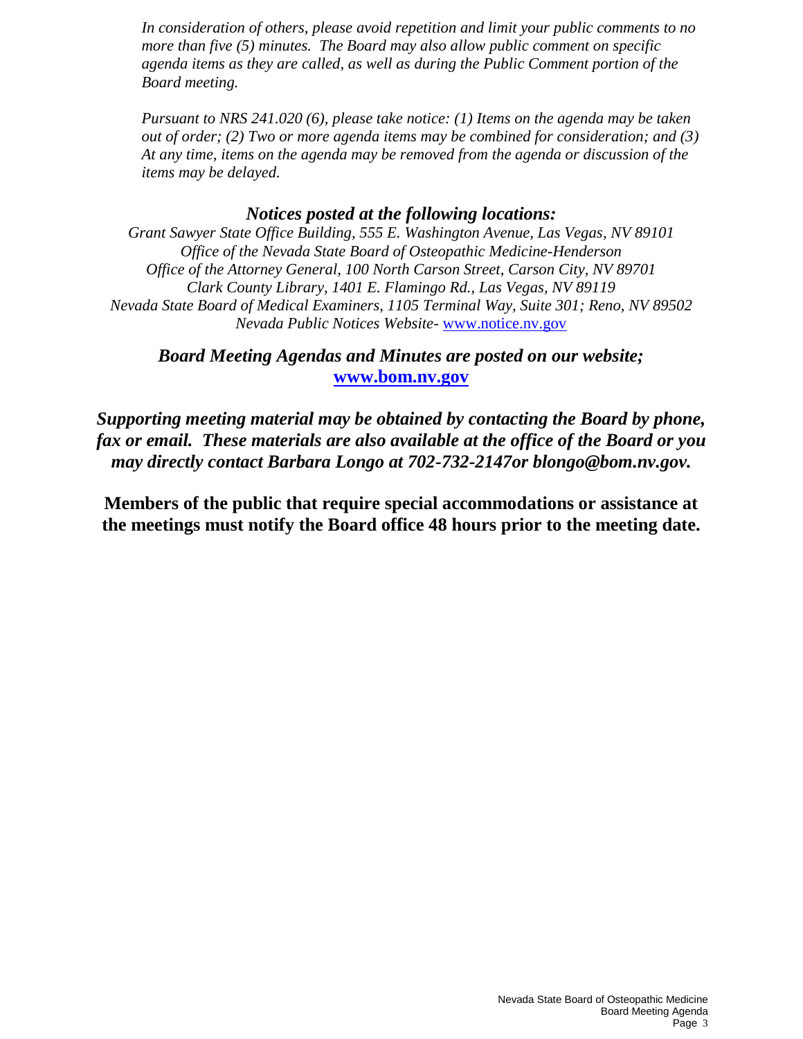*In consideration of others, please avoid repetition and limit your public comments to no more than five (5) minutes. The Board may also allow public comment on specific agenda items as they are called, as well as during the Public Comment portion of the Board meeting.*

*Pursuant to NRS 241.020 (6), please take notice: (1) Items on the agenda may be taken out of order; (2) Two or more agenda items may be combined for consideration; and (3) At any time, items on the agenda may be removed from the agenda or discussion of the items may be delayed.*

### *Notices posted at the following locations:*

*Grant Sawyer State Office Building, 555 E. Washington Avenue, Las Vegas, NV 89101*
*Office of the Nevada State Board of Osteopathic Medicine-Henderson*
*Office of the Attorney General, 100 North Carson Street, Carson City, NV 89701*
*Clark County Library, 1401 E. Flamingo Rd., Las Vegas, NV 89119*
*Nevada State Board of Medical Examiners, 1105 Terminal Way, Suite 301; Reno, NV 89502*
*Nevada Public Notices Website-* www.notice.nv.gov

***Board Meeting Agendas and Minutes are posted on our website;***
**www.bom.nv.gov**

***Supporting meeting material may be obtained by contacting the Board by phone, fax or email. These materials are also available at the office of the Board or you may directly contact Barbara Longo at 702-732-2147or blongo@bom.nv.gov.***

**Members of the public that require special accommodations or assistance at the meetings must notify the Board office 48 hours prior to the meeting date.**